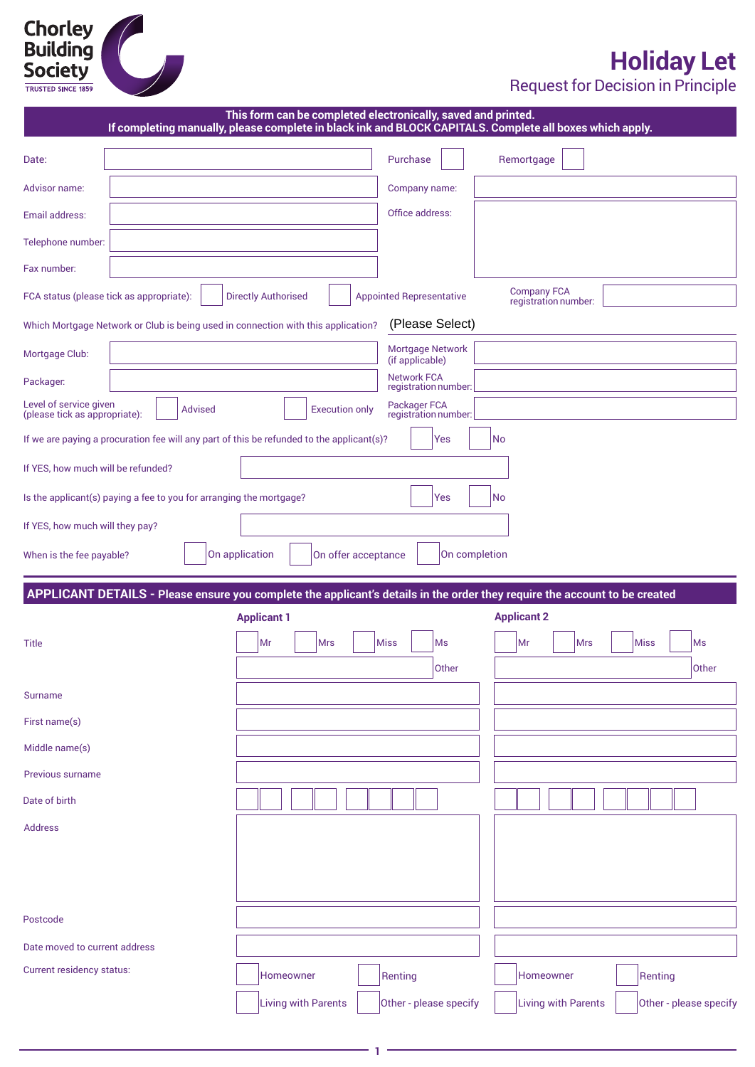Chorley Building Society
TRUSTED SINCE 1859

# Holiday Let

## Request for Decision in Principle

**This form can be completed electronically, saved and printed.**
**If completing manually, please complete in black ink and BLOCK CAPITALS. Complete all boxes which apply.**

| | | | |
|---|---|---|---|
| Date: | | Purchase ☐ | Remortgage ☐ |
| Advisor name: | | Company name: | |
| Email address: | | Office address: | |
| Telephone number: | | | |
| Fax number: | | | |

FCA status (please tick as appropriate): ☐ Directly Authorised ☐ Appointed Representative

Company FCA registration number:

Which Mortgage Network or Club is being used in connection with this application? (Please Select)

| | | | |
|---|---|---|---|
| Mortgage Club: | | Mortgage Network (if applicable) | |
| Packager: | | Network FCA registration number: | |
| Level of service given (please tick as appropriate): | ☐ Advised ☐ Execution only | Packager FCA registration number: | |

If we are paying a procuration fee will any part of this be refunded to the applicant(s)? ☐ Yes ☐ No

If YES, how much will be refunded?

Is the applicant(s) paying a fee to you for arranging the mortgage? ☐ Yes ☐ No

If YES, how much will they pay?

When is the fee payable? ☐ On application ☐ On offer acceptance ☐ On completion

## APPLICANT DETAILS - Please ensure you complete the applicant's details in the order they require the account to be created

| | Applicant 1 | Applicant 2 |
|---|---|---|
| Title | ☐ Mr ☐ Mrs ☐ Miss ☐ Ms<br>Other | ☐ Mr ☐ Mrs ☐ Miss ☐ Ms<br>Other |
| Surname | | |
| First name(s) | | |
| Middle name(s) | | |
| Previous surname | | |
| Date of birth | | |
| Address | | |
| Postcode | | |
| Date moved to current address | | |
| Current residency status: | ☐ Homeowner ☐ Renting<br>☐ Living with Parents ☐ Other - please specify | ☐ Homeowner ☐ Renting<br>☐ Living with Parents ☐ Other - please specify |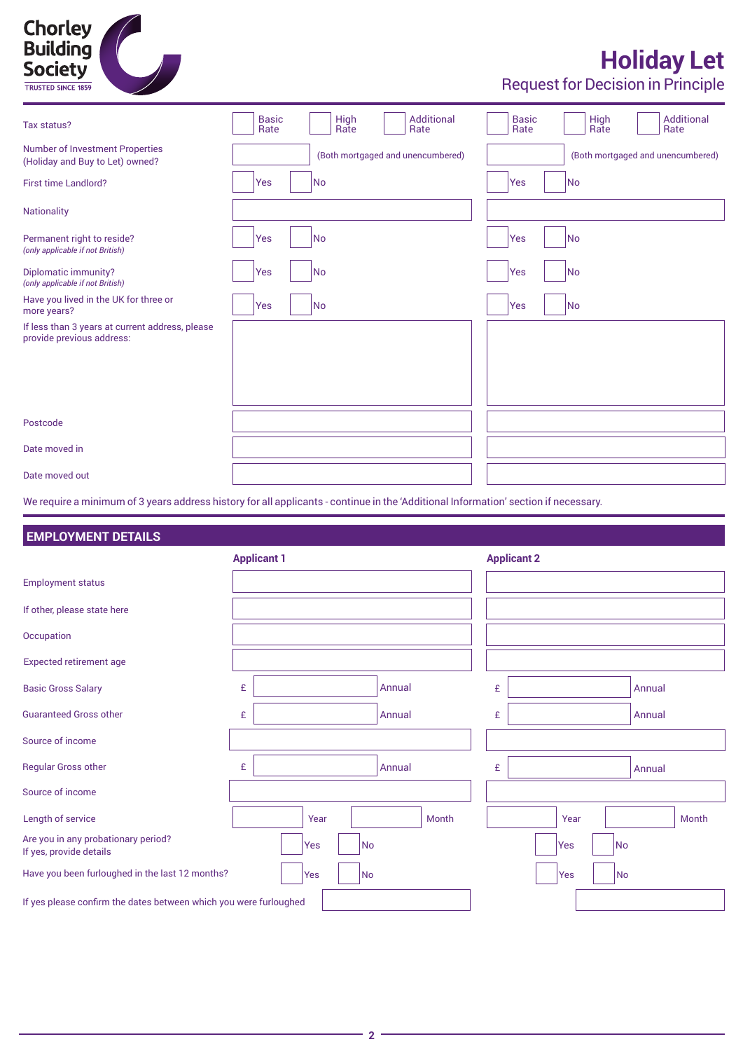# Holiday Let

## Request for Decision in Principle

| | Applicant 1 | Applicant 2 |
|---|---|---|
| Tax status? | Basic Rate / High Rate / Additional Rate | Basic Rate / High Rate / Additional Rate |
| Number of Investment Properties (Holiday and Buy to Let) owned? | (Both mortgaged and unencumbered) | (Both mortgaged and unencumbered) |
| First time Landlord? | Yes / No | Yes / No |
| Nationality | | |
| Permanent right to reside? *(only applicable if not British)* | Yes / No | Yes / No |
| Diplomatic immunity? *(only applicable if not British)* | Yes / No | Yes / No |
| Have you lived in the UK for three or more years? | Yes / No | Yes / No |
| If less than 3 years at current address, please provide previous address: | | |
| Postcode | | |
| Date moved in | | |
| Date moved out | | |

We require a minimum of 3 years address history for all applicants - continue in the 'Additional Information' section if necessary.

## EMPLOYMENT DETAILS

| | Applicant 1 | Applicant 2 |
|---|---|---|
| Employment status | | |
| If other, please state here | | |
| Occupation | | |
| Expected retirement age | | |
| Basic Gross Salary | £ Annual | £ Annual |
| Guaranteed Gross other | £ Annual | £ Annual |
| Source of income | | |
| Regular Gross other | £ Annual | £ Annual |
| Source of income | | |
| Length of service | Year Month | Year Month |
| Are you in any probationary period? If yes, provide details | Yes / No | Yes / No |
| Have you been furloughed in the last 12 months? | Yes / No | Yes / No |
| If yes please confirm the dates between which you were furloughed | | |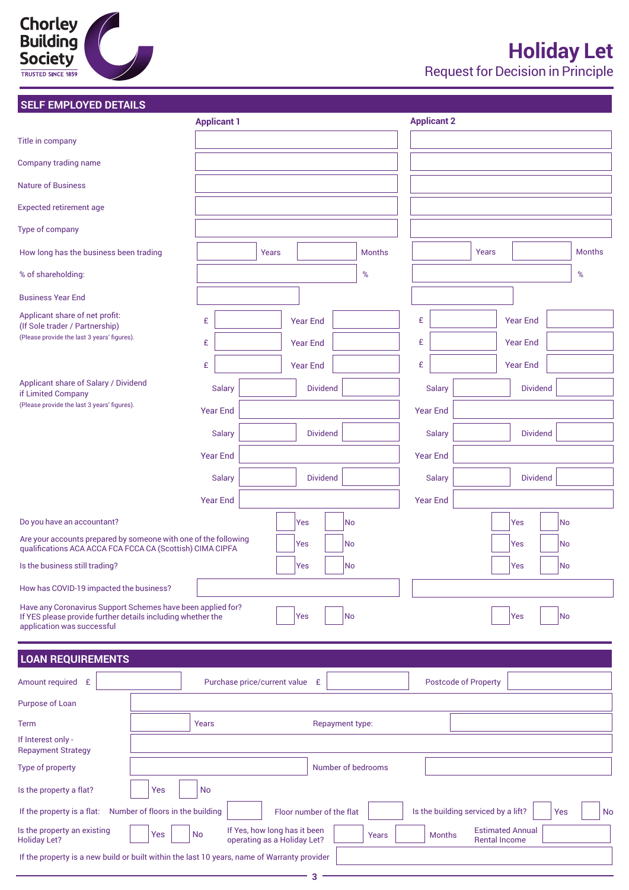**Chorley Building Society**
TRUSTED SINCE 1859

# Holiday Let
## Request for Decision in Principle

## SELF EMPLOYED DETAILS

| | Applicant 1 | Applicant 2 |
|---|---|---|
| Title in company | | |
| Company trading name | | |
| Nature of Business | | |
| Expected retirement age | | |
| Type of company | | |
| How long has the business been trading | Years / Months | Years / Months |
| % of shareholding: | % | % |
| Business Year End | | |
| Applicant share of net profit: (If Sole trader / Partnership) (Please provide the last 3 years' figures). | £ / Year End<br>£ / Year End<br>£ / Year End | £ / Year End<br>£ / Year End<br>£ / Year End |
| Applicant share of Salary / Dividend if Limited Company (Please provide the last 3 years' figures). | Salary / Dividend<br>Year End<br>Salary / Dividend<br>Year End<br>Salary / Dividend<br>Year End | Salary / Dividend<br>Year End<br>Salary / Dividend<br>Year End<br>Salary / Dividend<br>Year End |
| Do you have an accountant? | Yes / No | Yes / No |
| Are your accounts prepared by someone with one of the following qualifications ACA ACCA FCA FCCA CA (Scottish) CIMA CIPFA | Yes / No | Yes / No |
| Is the business still trading? | Yes / No | Yes / No |
| How has COVID-19 impacted the business? | | |
| Have any Coronavirus Support Schemes have been applied for? If YES please provide further details including whether the application was successful | Yes / No | Yes / No |

## LOAN REQUIREMENTS

Amount required £ ______ Purchase price/current value £ ______ Postcode of Property ______

Purpose of Loan ______

Term ______ Years Repayment type: ______

If Interest only - Repayment Strategy ______

Type of property ______ Number of bedrooms ______

Is the property a flat? Yes / No

If the property is a flat: Number of floors in the building ______ Floor number of the flat ______ Is the building serviced by a lift? Yes / No

Is the property an existing Holiday Let? Yes / No If Yes, how long has it been operating as a Holiday Let? ______ Years ______ Months Estimated Annual Rental Income ______

If the property is a new build or built within the last 10 years, name of Warranty provider ______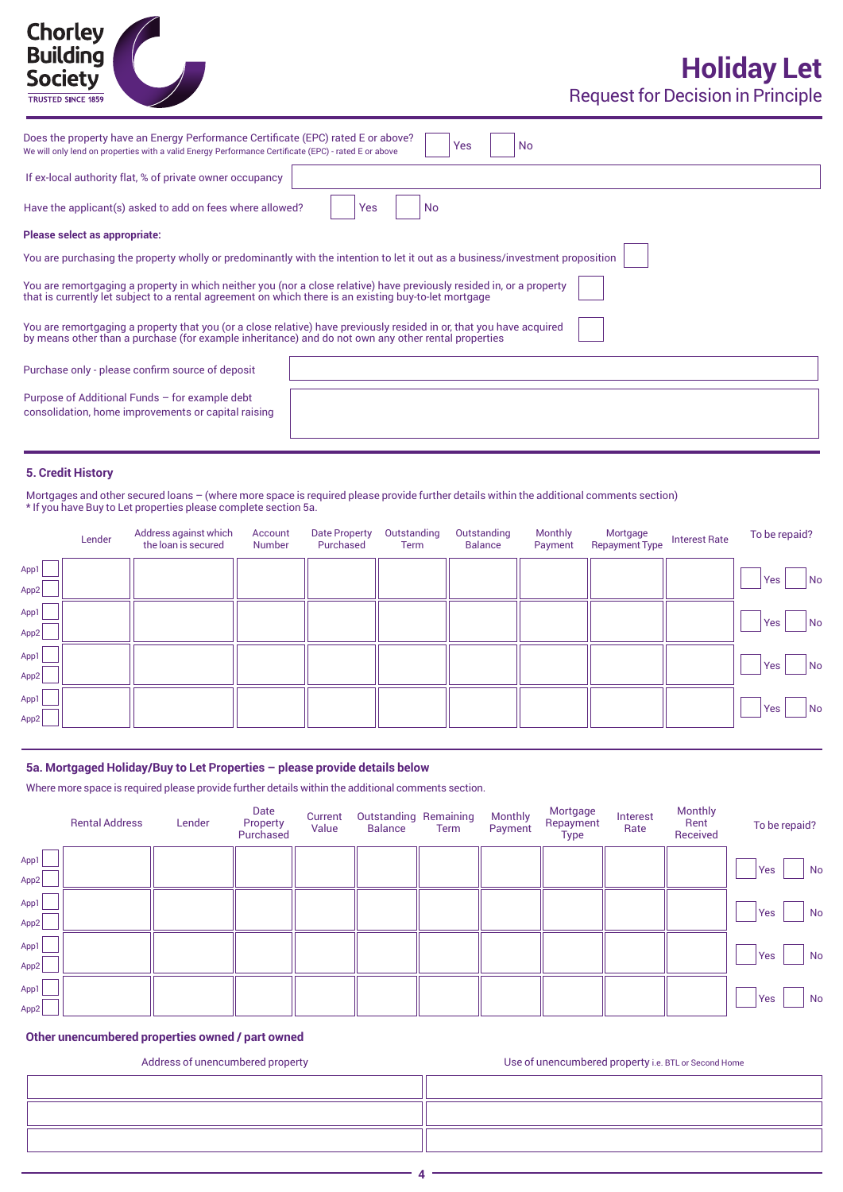Chorley Building Society
TRUSTED SINCE 1859

# Holiday Let

Request for Decision in Principle

| | |
|---|---|
| Does the property have an Energy Performance Certificate (EPC) rated E or above? We will only lend on properties with a valid Energy Performance Certificate (EPC) - rated E or above | ☐ Yes ☐ No |
| If ex-local authority flat, % of private owner occupancy | |
| Have the applicant(s) asked to add on fees where allowed? | ☐ Yes ☐ No |

**Please select as appropriate:**

- You are purchasing the property wholly or predominantly with the intention to let it out as a business/investment proposition ☐
- You are remortgaging a property in which neither you (nor a close relative) have previously resided in, or a property that is currently let subject to a rental agreement on which there is an existing buy-to-let mortgage ☐
- You are remortgaging a property that you (or a close relative) have previously resided in or, that you have acquired by means other than a purchase (for example inheritance) and do not own any other rental properties ☐

| | |
|---|---|
| Purchase only - please confirm source of deposit | |
| Purpose of Additional Funds – for example debt consolidation, home improvements or capital raising | |

## 5. Credit History

Mortgages and other secured loans – (where more space is required please provide further details within the additional comments section)
* If you have Buy to Let properties please complete section 5a.

| | Lender | Address against which the loan is secured | Account Number | Date Property Purchased | Outstanding Term | Outstanding Balance | Monthly Payment | Mortgage Repayment Type | Interest Rate | To be repaid? |
|---|---|---|---|---|---|---|---|---|---|---|
| App1 ☐ App2 ☐ | | | | | | | | | | ☐ Yes ☐ No |
| App1 ☐ App2 ☐ | | | | | | | | | | ☐ Yes ☐ No |
| App1 ☐ App2 ☐ | | | | | | | | | | ☐ Yes ☐ No |
| App1 ☐ App2 ☐ | | | | | | | | | | ☐ Yes ☐ No |

### 5a. Mortgaged Holiday/Buy to Let Properties – please provide details below

Where more space is required please provide further details within the additional comments section.

| | Rental Address | Lender | Date Property Purchased | Current Value | Outstanding Balance | Remaining Term | Monthly Payment | Mortgage Repayment Type | Interest Rate | Monthly Rent Received | To be repaid? |
|---|---|---|---|---|---|---|---|---|---|---|---|
| App1 ☐ App2 ☐ | | | | | | | | | | | ☐ Yes ☐ No |
| App1 ☐ App2 ☐ | | | | | | | | | | | ☐ Yes ☐ No |
| App1 ☐ App2 ☐ | | | | | | | | | | | ☐ Yes ☐ No |
| App1 ☐ App2 ☐ | | | | | | | | | | | ☐ Yes ☐ No |

### Other unencumbered properties owned / part owned

| Address of unencumbered property | Use of unencumbered property i.e. BTL or Second Home |
|---|---|
| | |
| | |
| | |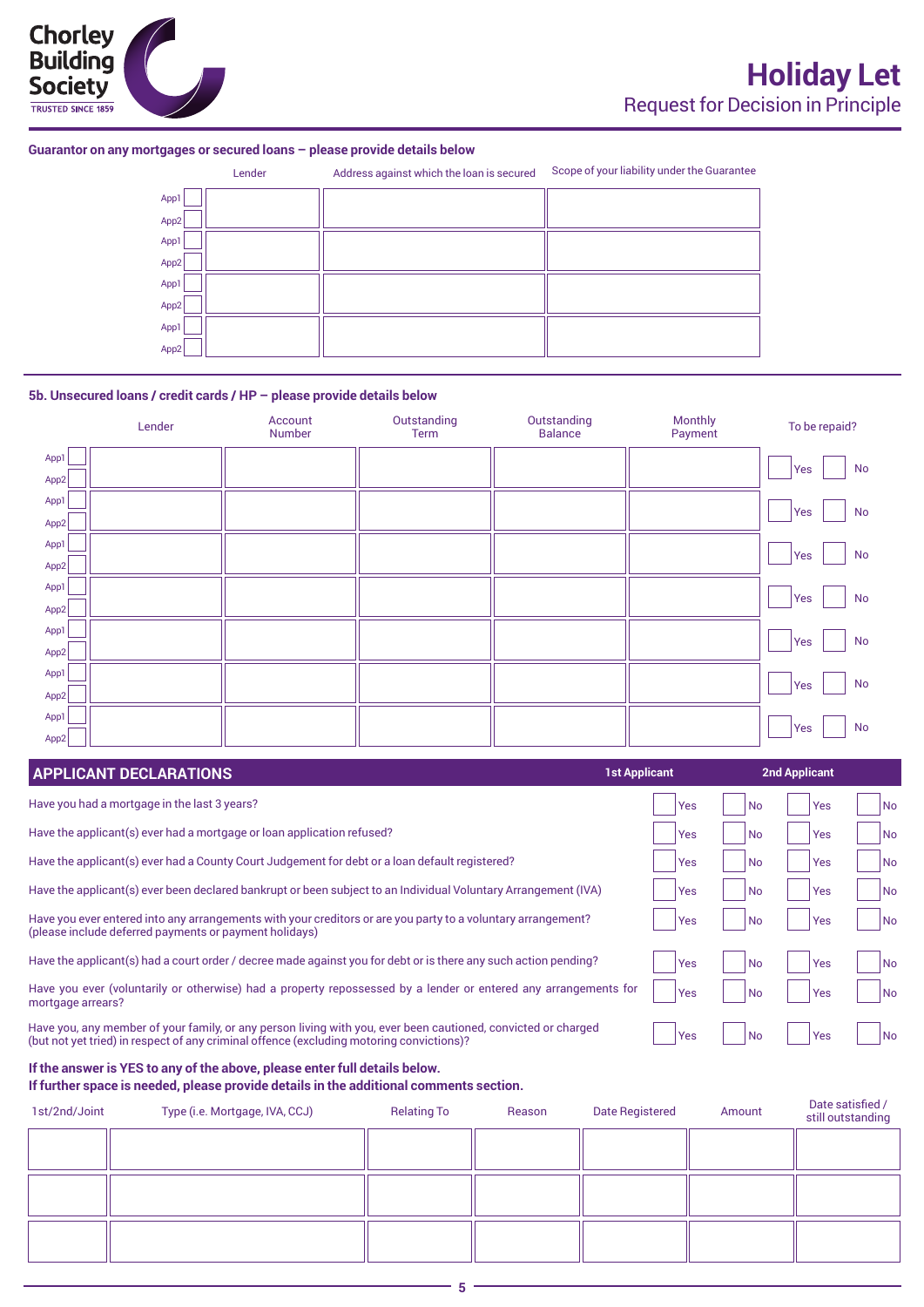# Holiday Let

## Request for Decision in Principle

### Guarantor on any mortgages or secured loans – please provide details below

| | Lender | Address against which the loan is secured | Scope of your liability under the Guarantee |
|---|---|---|---|
| App1 ☐ App2 ☐ | | | |
| App1 ☐ App2 ☐ | | | |
| App1 ☐ App2 ☐ | | | |
| App1 ☐ App2 ☐ | | | |

### 5b. Unsecured loans / credit cards / HP – please provide details below

| | Lender | Account Number | Outstanding Term | Outstanding Balance | Monthly Payment | To be repaid? |
|---|---|---|---|---|---|---|
| App1 ☐ App2 ☐ | | | | | | ☐ Yes ☐ No |
| App1 ☐ App2 ☐ | | | | | | ☐ Yes ☐ No |
| App1 ☐ App2 ☐ | | | | | | ☐ Yes ☐ No |
| App1 ☐ App2 ☐ | | | | | | ☐ Yes ☐ No |
| App1 ☐ App2 ☐ | | | | | | ☐ Yes ☐ No |
| App1 ☐ App2 ☐ | | | | | | ☐ Yes ☐ No |
| App1 ☐ App2 ☐ | | | | | | ☐ Yes ☐ No |

## APPLICANT DECLARATIONS

| | 1st Applicant | | 2nd Applicant | |
|---|---|---|---|---|
| Have you had a mortgage in the last 3 years? | ☐ Yes | ☐ No | ☐ Yes | ☐ No |
| Have the applicant(s) ever had a mortgage or loan application refused? | ☐ Yes | ☐ No | ☐ Yes | ☐ No |
| Have the applicant(s) ever had a County Court Judgement for debt or a loan default registered? | ☐ Yes | ☐ No | ☐ Yes | ☐ No |
| Have the applicant(s) ever been declared bankrupt or been subject to an Individual Voluntary Arrangement (IVA) | ☐ Yes | ☐ No | ☐ Yes | ☐ No |
| Have you ever entered into any arrangements with your creditors or are you party to a voluntary arrangement? (please include deferred payments or payment holidays) | ☐ Yes | ☐ No | ☐ Yes | ☐ No |
| Have the applicant(s) had a court order / decree made against you for debt or is there any such action pending? | ☐ Yes | ☐ No | ☐ Yes | ☐ No |
| Have you ever (voluntarily or otherwise) had a property repossessed by a lender or entered any arrangements for mortgage arrears? | ☐ Yes | ☐ No | ☐ Yes | ☐ No |
| Have you, any member of your family, or any person living with you, ever been cautioned, convicted or charged (but not yet tried) in respect of any criminal offence (excluding motoring convictions)? | ☐ Yes | ☐ No | ☐ Yes | ☐ No |

**If the answer is YES to any of the above, please enter full details below.**
**If further space is needed, please provide details in the additional comments section.**

| 1st/2nd/Joint | Type (i.e. Mortgage, IVA, CCJ) | Relating To | Reason | Date Registered | Amount | Date satisfied / still outstanding |
|---|---|---|---|---|---|---|
| | | | | | | |
| | | | | | | |
| | | | | | | |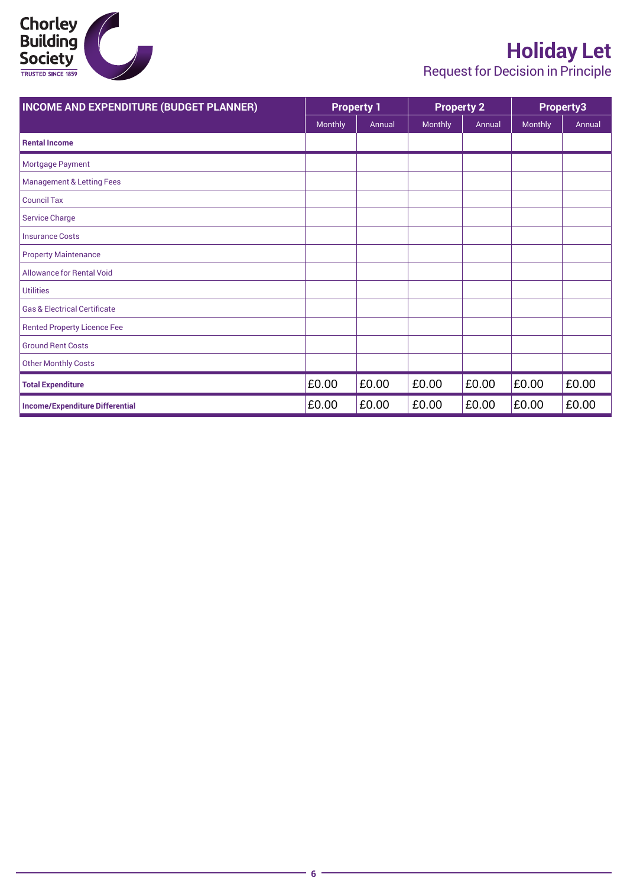# Holiday Let

## Request for Decision in Principle

| INCOME AND EXPENDITURE (BUDGET PLANNER) | Property 1 | | Property 2 | | Property3 | |
|---|---|---|---|---|---|---|
| | Monthly | Annual | Monthly | Annual | Monthly | Annual |
| **Rental Income** | | | | | | |
| Mortgage Payment | | | | | | |
| Management & Letting Fees | | | | | | |
| Council Tax | | | | | | |
| Service Charge | | | | | | |
| Insurance Costs | | | | | | |
| Property Maintenance | | | | | | |
| Allowance for Rental Void | | | | | | |
| Utilities | | | | | | |
| Gas & Electrical Certificate | | | | | | |
| Rented Property Licence Fee | | | | | | |
| Ground Rent Costs | | | | | | |
| Other Monthly Costs | | | | | | |
| **Total Expenditure** | £0.00 | £0.00 | £0.00 | £0.00 | £0.00 | £0.00 |
| **Income/Expenditure Differential** | £0.00 | £0.00 | £0.00 | £0.00 | £0.00 | £0.00 |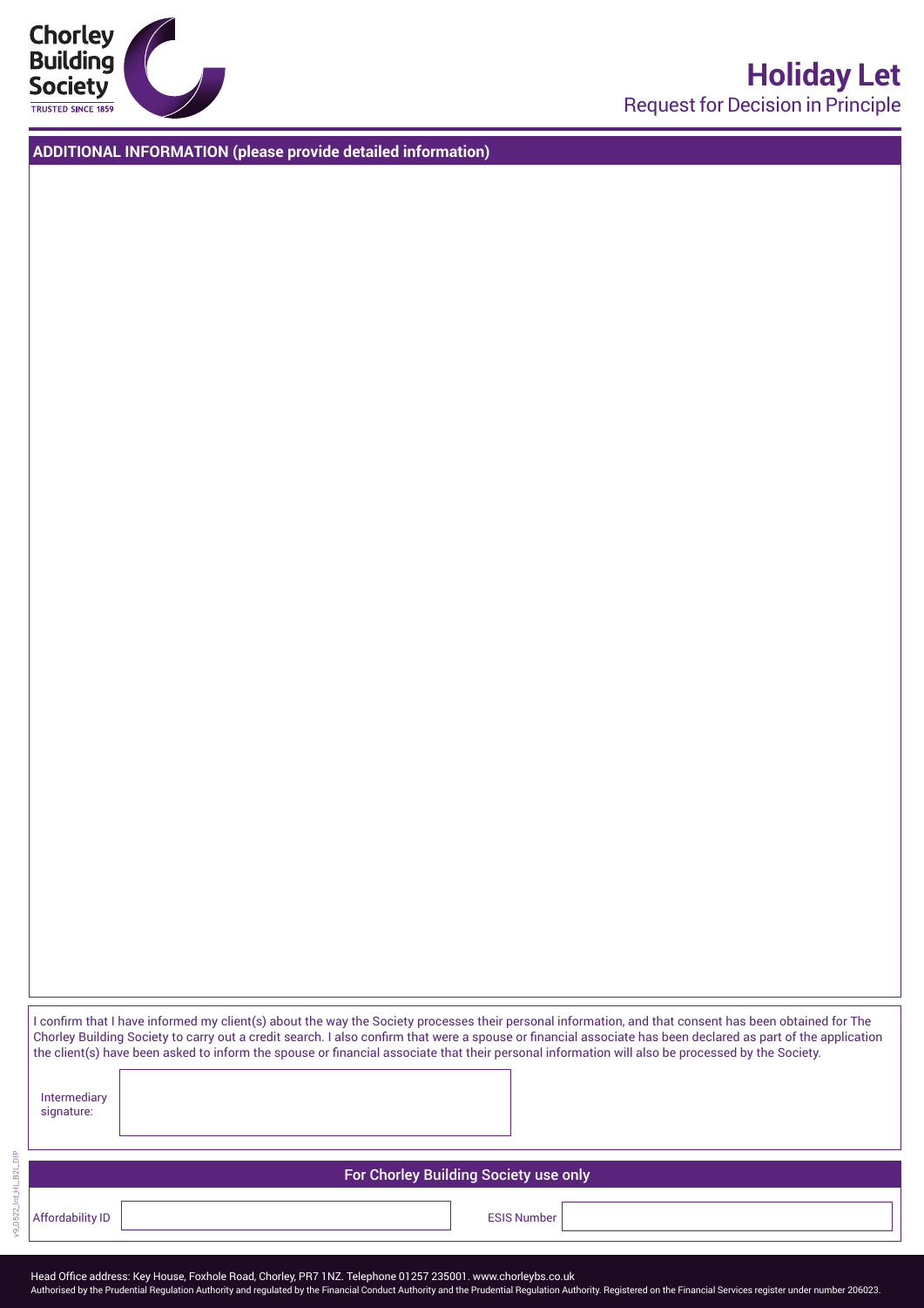# Holiday Let

Request for Decision in Principle

## ADDITIONAL INFORMATION (please provide detailed information)

I confirm that I have informed my client(s) about the way the Society processes their personal information, and that consent has been obtained for The Chorley Building Society to carry out a credit search. I also confirm that were a spouse or financial associate has been declared as part of the application the client(s) have been asked to inform the spouse or financial associate that their personal information will also be processed by the Society.

Intermediary signature:

## For Chorley Building Society use only

| | | | |
|---|---|---|---|
| Affordability ID | | ESIS Number | |

v9_0522_Int_HL_B2L_DIP

Head Office address: Key House, Foxhole Road, Chorley, PR7 1NZ. Telephone 01257 235001. www.chorleybs.co.uk

Authorised by the Prudential Regulation Authority and regulated by the Financial Conduct Authority and the Prudential Regulation Authority. Registered on the Financial Services register under number 206023.